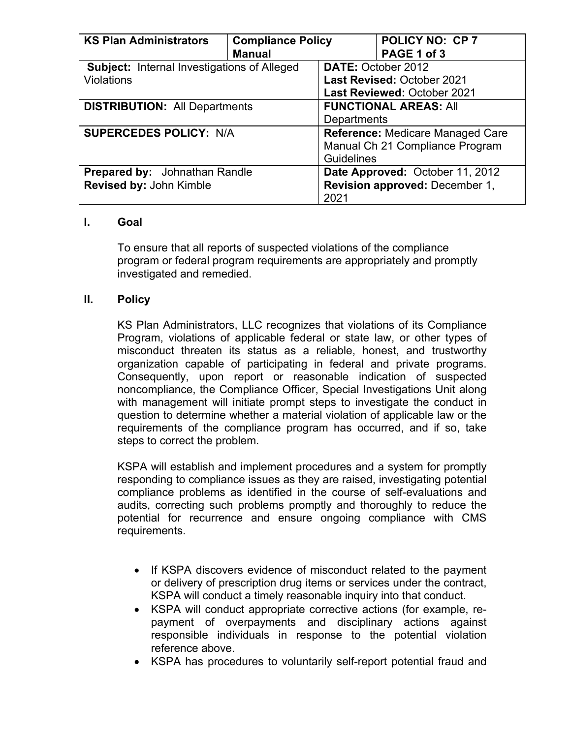| KS Plan Administrators | Compliance Policy Manual | POLICY NO: CP 7 PAGE 1 of 3 |
|---|---|---|
| **Subject:** Internal Investigations of Alleged Violations | | **DATE:** October 2012 **Last Revised:** October 2021 **Last Reviewed:** October 2021 |
| **DISTRIBUTION:** All Departments | | **FUNCTIONAL AREAS:** All Departments |
| **SUPERCEDES POLICY:** N/A | | **Reference:** Medicare Managed Care Manual Ch 21 Compliance Program Guidelines |
| **Prepared by:** Johnathan Randle **Revised by:** John Kimble | | **Date Approved:** October 11, 2012 **Revision approved:** December 1, 2021 |

## I. Goal

To ensure that all reports of suspected violations of the compliance program or federal program requirements are appropriately and promptly investigated and remedied.

## II. Policy

KS Plan Administrators, LLC recognizes that violations of its Compliance Program, violations of applicable federal or state law, or other types of misconduct threaten its status as a reliable, honest, and trustworthy organization capable of participating in federal and private programs. Consequently, upon report or reasonable indication of suspected noncompliance, the Compliance Officer, Special Investigations Unit along with management will initiate prompt steps to investigate the conduct in question to determine whether a material violation of applicable law or the requirements of the compliance program has occurred, and if so, take steps to correct the problem.

KSPA will establish and implement procedures and a system for promptly responding to compliance issues as they are raised, investigating potential compliance problems as identified in the course of self-evaluations and audits, correcting such problems promptly and thoroughly to reduce the potential for recurrence and ensure ongoing compliance with CMS requirements.

- If KSPA discovers evidence of misconduct related to the payment or delivery of prescription drug items or services under the contract, KSPA will conduct a timely reasonable inquiry into that conduct.
- KSPA will conduct appropriate corrective actions (for example, re-payment of overpayments and disciplinary actions against responsible individuals in response to the potential violation reference above.
- KSPA has procedures to voluntarily self-report potential fraud and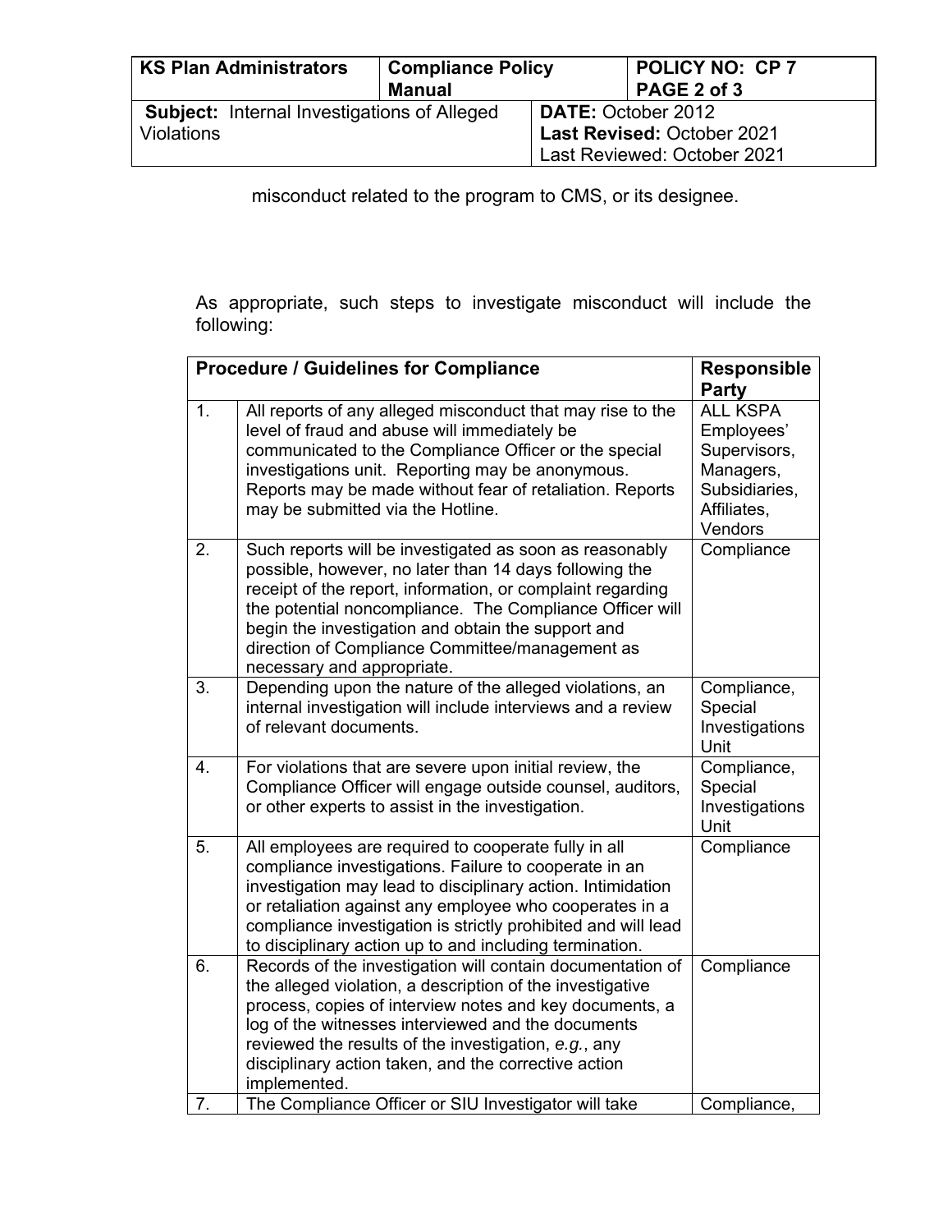misconduct related to the program to CMS, or its designee.

As appropriate, such steps to investigate misconduct will include the following:

| Procedure / Guidelines for Compliance | | Responsible Party |
|---|---|---|
| 1. | All reports of any alleged misconduct that may rise to the level of fraud and abuse will immediately be communicated to the Compliance Officer or the special investigations unit. Reporting may be anonymous. Reports may be made without fear of retaliation. Reports may be submitted via the Hotline. | ALL KSPA Employees' Supervisors, Managers, Subsidiaries, Affiliates, Vendors |
| 2. | Such reports will be investigated as soon as reasonably possible, however, no later than 14 days following the receipt of the report, information, or complaint regarding the potential noncompliance. The Compliance Officer will begin the investigation and obtain the support and direction of Compliance Committee/management as necessary and appropriate. | Compliance |
| 3. | Depending upon the nature of the alleged violations, an internal investigation will include interviews and a review of relevant documents. | Compliance, Special Investigations Unit |
| 4. | For violations that are severe upon initial review, the Compliance Officer will engage outside counsel, auditors, or other experts to assist in the investigation. | Compliance, Special Investigations Unit |
| 5. | All employees are required to cooperate fully in all compliance investigations. Failure to cooperate in an investigation may lead to disciplinary action. Intimidation or retaliation against any employee who cooperates in a compliance investigation is strictly prohibited and will lead to disciplinary action up to and including termination. | Compliance |
| 6. | Records of the investigation will contain documentation of the alleged violation, a description of the investigative process, copies of interview notes and key documents, a log of the witnesses interviewed and the documents reviewed the results of the investigation, *e.g.*, any disciplinary action taken, and the corrective action implemented. | Compliance |
| 7. | The Compliance Officer or SIU Investigator will take | Compliance, |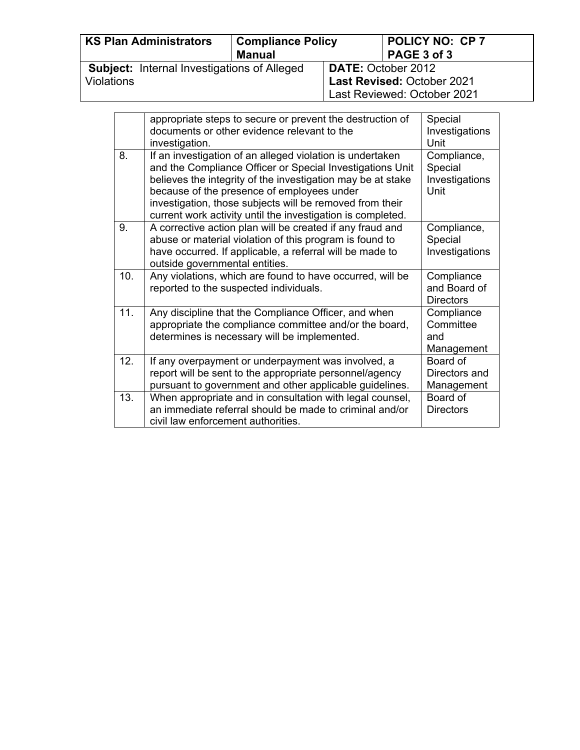| | | |
|---|---|---|
| | appropriate steps to secure or prevent the destruction of documents or other evidence relevant to the investigation. | Special Investigations Unit |
| 8. | If an investigation of an alleged violation is undertaken and the Compliance Officer or Special Investigations Unit believes the integrity of the investigation may be at stake because of the presence of employees under investigation, those subjects will be removed from their current work activity until the investigation is completed. | Compliance, Special Investigations Unit |
| 9. | A corrective action plan will be created if any fraud and abuse or material violation of this program is found to have occurred. If applicable, a referral will be made to outside governmental entities. | Compliance, Special Investigations |
| 10. | Any violations, which are found to have occurred, will be reported to the suspected individuals. | Compliance and Board of Directors |
| 11. | Any discipline that the Compliance Officer, and when appropriate the compliance committee and/or the board, determines is necessary will be implemented. | Compliance Committee and Management |
| 12. | If any overpayment or underpayment was involved, a report will be sent to the appropriate personnel/agency pursuant to government and other applicable guidelines. | Board of Directors and Management |
| 13. | When appropriate and in consultation with legal counsel, an immediate referral should be made to criminal and/or civil law enforcement authorities. | Board of Directors |